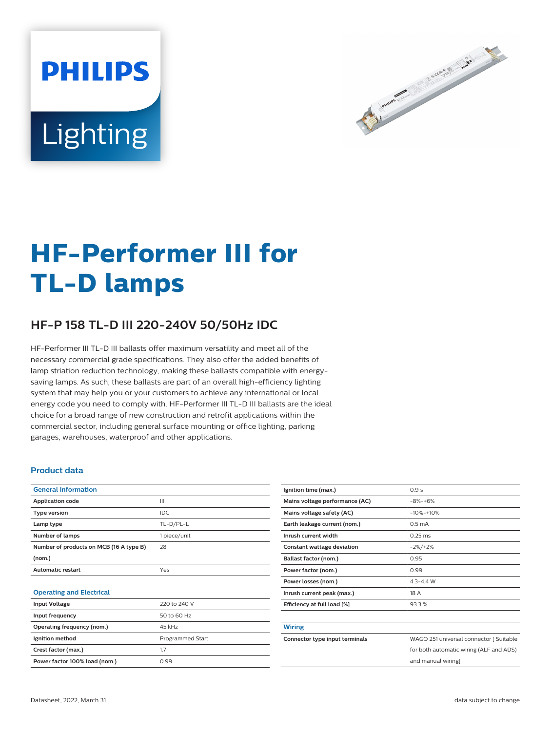PHILIPS

Lighting

# HF-Performer III for TL-D lamps

## HF-P 158 TL-D III 220-240V 50/50Hz IDC

HF-Performer III TL-D III ballasts offer maximum versatility and meet all of the necessary commercial grade specifications. They also offer the added benefits of lamp striation reduction technology, making these ballasts compatible with energy-saving lamps. As such, these ballasts are part of an overall high-efficiency lighting system that may help you or your customers to achieve any international or local energy code you need to comply with. HF-Performer III TL-D III ballasts are the ideal choice for a broad range of new construction and retrofit applications within the commercial sector, including general surface mounting or office lighting, parking garages, warehouses, waterproof and other applications.

### Product data

| General Information | |
|---|---|
| Application code | III |
| Type version | IDC |
| Lamp type | TL-D/PL-L |
| Number of lamps | 1 piece/unit |
| Number of products on MCB (16 A type B) (nom.) | 28 |
| Automatic restart | Yes |

| Operating and Electrical | |
|---|---|
| Input Voltage | 220 to 240 V |
| Input frequency | 50 to 60 Hz |
| Operating frequency (nom.) | 45 kHz |
| Ignition method | Programmed Start |
| Crest factor (max.) | 1.7 |
| Power factor 100% load (nom.) | 0.99 |
| Ignition time (max.) | 0.9 s |
| Mains voltage performance (AC) | -8%-+6% |
| Mains voltage safety (AC) | -10%-+10% |
| Earth leakage current (nom.) | 0.5 mA |
| Inrush current width | 0.25 ms |
| Constant wattage deviation | -2%/+2% |
| Ballast factor (nom.) | 0.95 |
| Power factor (nom.) | 0.99 |
| Power losses (nom.) | 4.3-4.4 W |
| Inrush current peak (max.) | 18 A |
| Efficiency at full load [%] | 93.3 % |

| Wiring | |
|---|---|
| Connector type input terminals | WAGO 251 universal connector [ Suitable for both automatic wiring (ALF and ADS) and manual wiring] |

Datasheet, 2022, March 31

data subject to change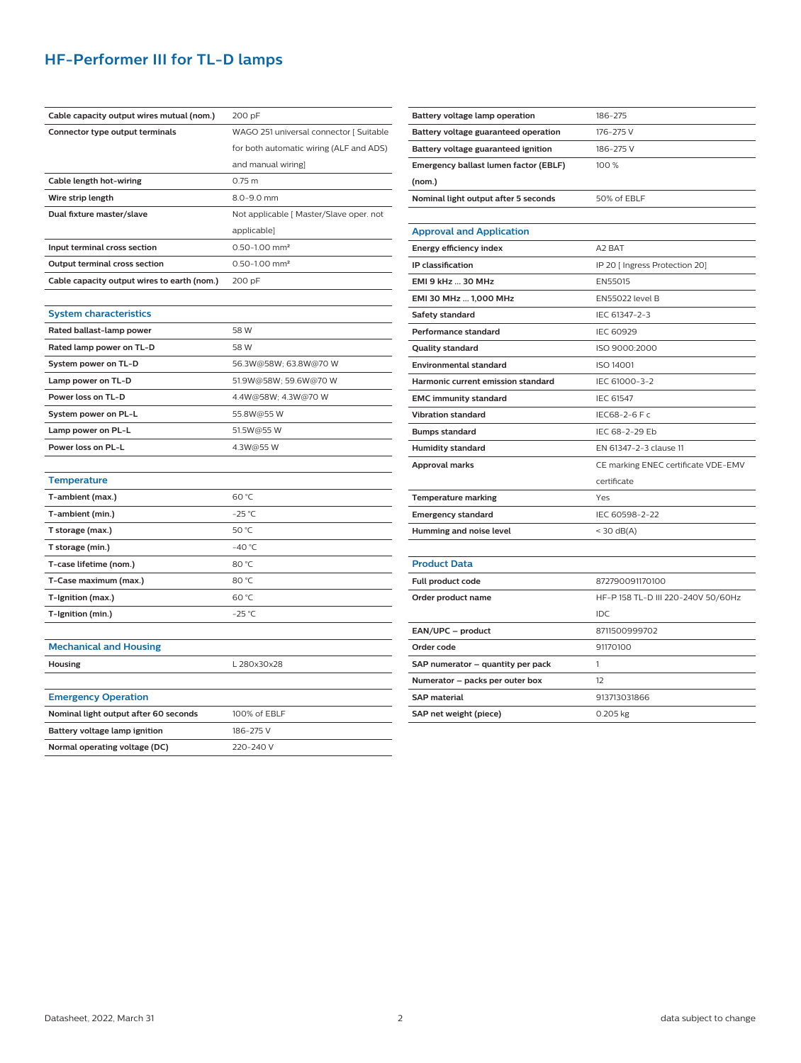# HF-Performer III for TL-D lamps

| | |
|---|---|
| **Cable capacity output wires mutual (nom.)** | 200 pF |
| **Connector type output terminals** | WAGO 251 universal connector [ Suitable for both automatic wiring (ALF and ADS) and manual wiring] |
| **Cable length hot-wiring** | 0.75 m |
| **Wire strip length** | 8.0-9.0 mm |
| **Dual fixture master/slave** | Not applicable [ Master/Slave oper. not applicable] |
| **Input terminal cross section** | 0.50-1.00 mm² |
| **Output terminal cross section** | 0.50-1.00 mm² |
| **Cable capacity output wires to earth (nom.)** | 200 pF |

## System characteristics

| | |
|---|---|
| **Rated ballast-lamp power** | 58 W |
| **Rated lamp power on TL-D** | 58 W |
| **System power on TL-D** | 56.3W@58W; 63.8W@70 W |
| **Lamp power on TL-D** | 51.9W@58W; 59.6W@70 W |
| **Power loss on TL-D** | 4.4W@58W; 4.3W@70 W |
| **System power on PL-L** | 55.8W@55 W |
| **Lamp power on PL-L** | 51.5W@55 W |
| **Power loss on PL-L** | 4.3W@55 W |

## Temperature

| | |
|---|---|
| **T-ambient (max.)** | 60 °C |
| **T-ambient (min.)** | -25 °C |
| **T storage (max.)** | 50 °C |
| **T storage (min.)** | -40 °C |
| **T-case lifetime (nom.)** | 80 °C |
| **T-Case maximum (max.)** | 80 °C |
| **T-Ignition (max.)** | 60 °C |
| **T-Ignition (min.)** | -25 °C |

## Mechanical and Housing

| | |
|---|---|
| **Housing** | L 280x30x28 |

## Emergency Operation

| | |
|---|---|
| **Nominal light output after 60 seconds** | 100% of EBLF |
| **Battery voltage lamp ignition** | 186-275 V |
| **Normal operating voltage (DC)** | 220-240 V |
| **Battery voltage lamp operation** | 186-275 |
| **Battery voltage guaranteed operation** | 176-275 V |
| **Battery voltage guaranteed ignition** | 186-275 V |
| **Emergency ballast lumen factor (EBLF) (nom.)** | 100 % |
| **Nominal light output after 5 seconds** | 50% of EBLF |

## Approval and Application

| | |
|---|---|
| **Energy efficiency index** | A2 BAT |
| **IP classification** | IP 20 [ Ingress Protection 20] |
| **EMI 9 kHz ... 30 MHz** | EN55015 |
| **EMI 30 MHz ... 1,000 MHz** | EN55022 level B |
| **Safety standard** | IEC 61347-2-3 |
| **Performance standard** | IEC 60929 |
| **Quality standard** | ISO 9000:2000 |
| **Environmental standard** | ISO 14001 |
| **Harmonic current emission standard** | IEC 61000-3-2 |
| **EMC immunity standard** | IEC 61547 |
| **Vibration standard** | IEC68-2-6 F c |
| **Bumps standard** | IEC 68-2-29 Eb |
| **Humidity standard** | EN 61347-2-3 clause 11 |
| **Approval marks** | CE marking ENEC certificate VDE-EMV certificate |
| **Temperature marking** | Yes |
| **Emergency standard** | IEC 60598-2-22 |
| **Humming and noise level** | < 30 dB(A) |

## Product Data

| | |
|---|---|
| **Full product code** | 872790091170100 |
| **Order product name** | HF-P 158 TL-D III 220-240V 50/60Hz IDC |
| **EAN/UPC – product** | 8711500999702 |
| **Order code** | 91170100 |
| **SAP numerator – quantity per pack** | 1 |
| **Numerator – packs per outer box** | 12 |
| **SAP material** | 913713031866 |
| **SAP net weight (piece)** | 0.205 kg |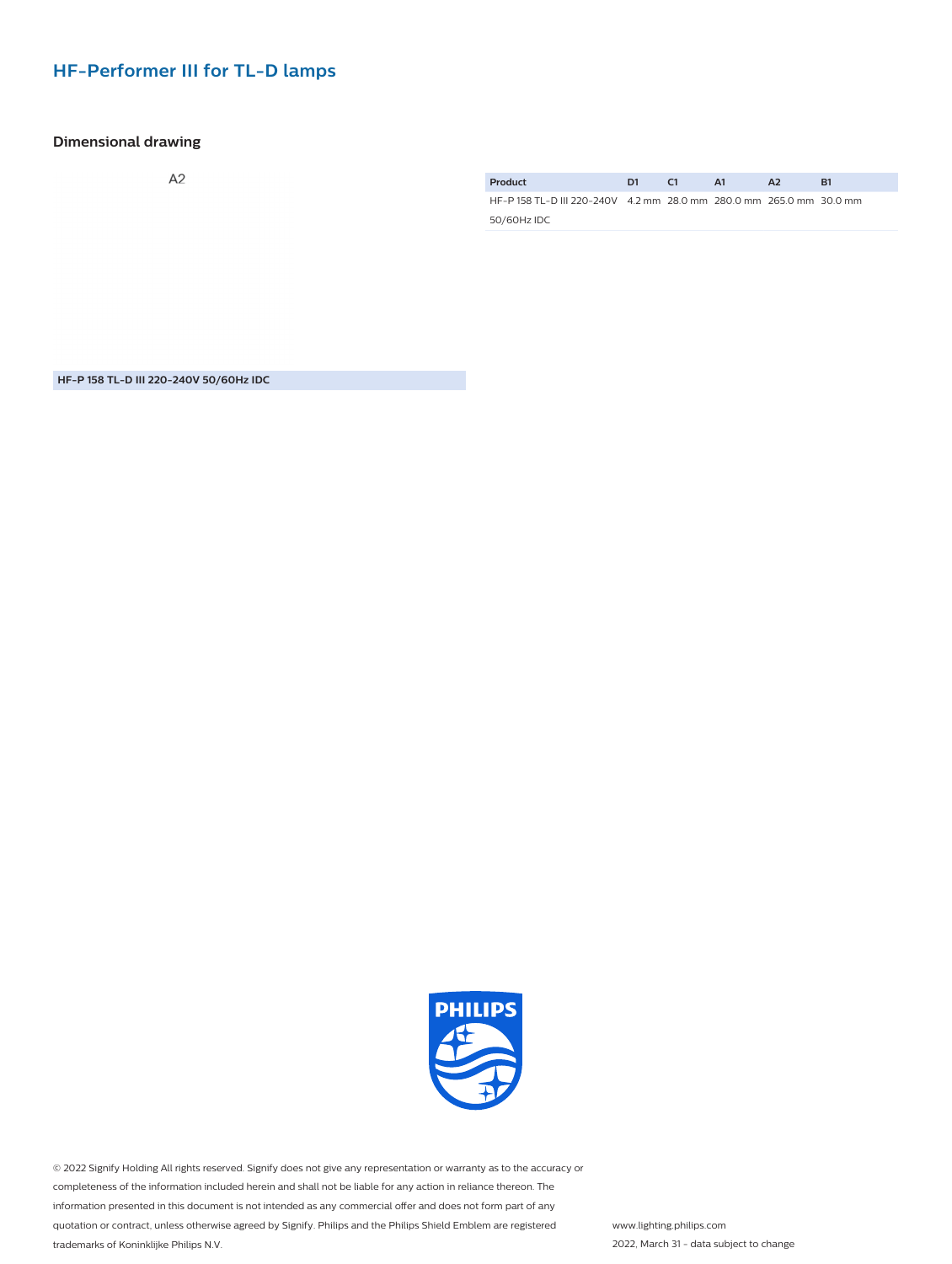## HF-Performer III for TL-D lamps

### Dimensional drawing

A2

| Product | D1 | C1 | A1 | A2 | B1 |
|---|---|---|---|---|---|
| HF-P 158 TL-D III 220-240V 50/60Hz IDC | 4.2 mm | 28.0 mm | 280.0 mm | 265.0 mm | 30.0 mm |

**HF-P 158 TL-D III 220-240V 50/60Hz IDC**

© 2022 Signify Holding All rights reserved. Signify does not give any representation or warranty as to the accuracy or completeness of the information included herein and shall not be liable for any action in reliance thereon. The information presented in this document is not intended as any commercial offer and does not form part of any quotation or contract, unless otherwise agreed by Signify. Philips and the Philips Shield Emblem are registered trademarks of Koninklijke Philips N.V.

www.lighting.philips.com

2022, March 31 - data subject to change